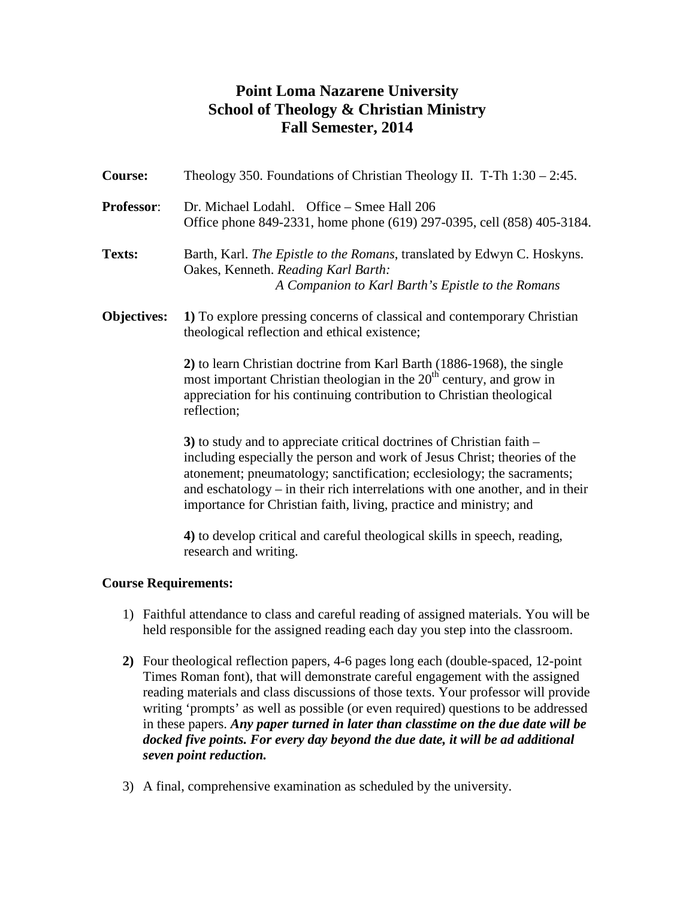# Point Loma Nazarene University
## School of Theology & Christian Ministry
## Fall Semester, 2014

**Course:** Theology 350. Foundations of Christian Theology II. T-Th 1:30 – 2:45.

**Professor**: Dr. Michael Lodahl. Office – Smee Hall 206
Office phone 849-2331, home phone (619) 297-0395, cell (858) 405-3184.

**Texts:** Barth, Karl. *The Epistle to the Romans*, translated by Edwyn C. Hoskyns.
Oakes, Kenneth. *Reading Karl Barth: A Companion to Karl Barth's Epistle to the Romans*

**Objectives:** **1)** To explore pressing concerns of classical and contemporary Christian theological reflection and ethical existence;

**2)** to learn Christian doctrine from Karl Barth (1886-1968), the single most important Christian theologian in the 20th century, and grow in appreciation for his continuing contribution to Christian theological reflection;

**3)** to study and to appreciate critical doctrines of Christian faith – including especially the person and work of Jesus Christ; theories of the atonement; pneumatology; sanctification; ecclesiology; the sacraments; and eschatology – in their rich interrelations with one another, and in their importance for Christian faith, living, practice and ministry; and

**4)** to develop critical and careful theological skills in speech, reading, research and writing.

### Course Requirements:

1) Faithful attendance to class and careful reading of assigned materials. You will be held responsible for the assigned reading each day you step into the classroom.

2) Four theological reflection papers, 4-6 pages long each (double-spaced, 12-point Times Roman font), that will demonstrate careful engagement with the assigned reading materials and class discussions of those texts. Your professor will provide writing 'prompts' as well as possible (or even required) questions to be addressed in these papers. ***Any paper turned in later than classtime on the due date will be docked five points. For every day beyond the due date, it will be ad additional seven point reduction.***

3) A final, comprehensive examination as scheduled by the university.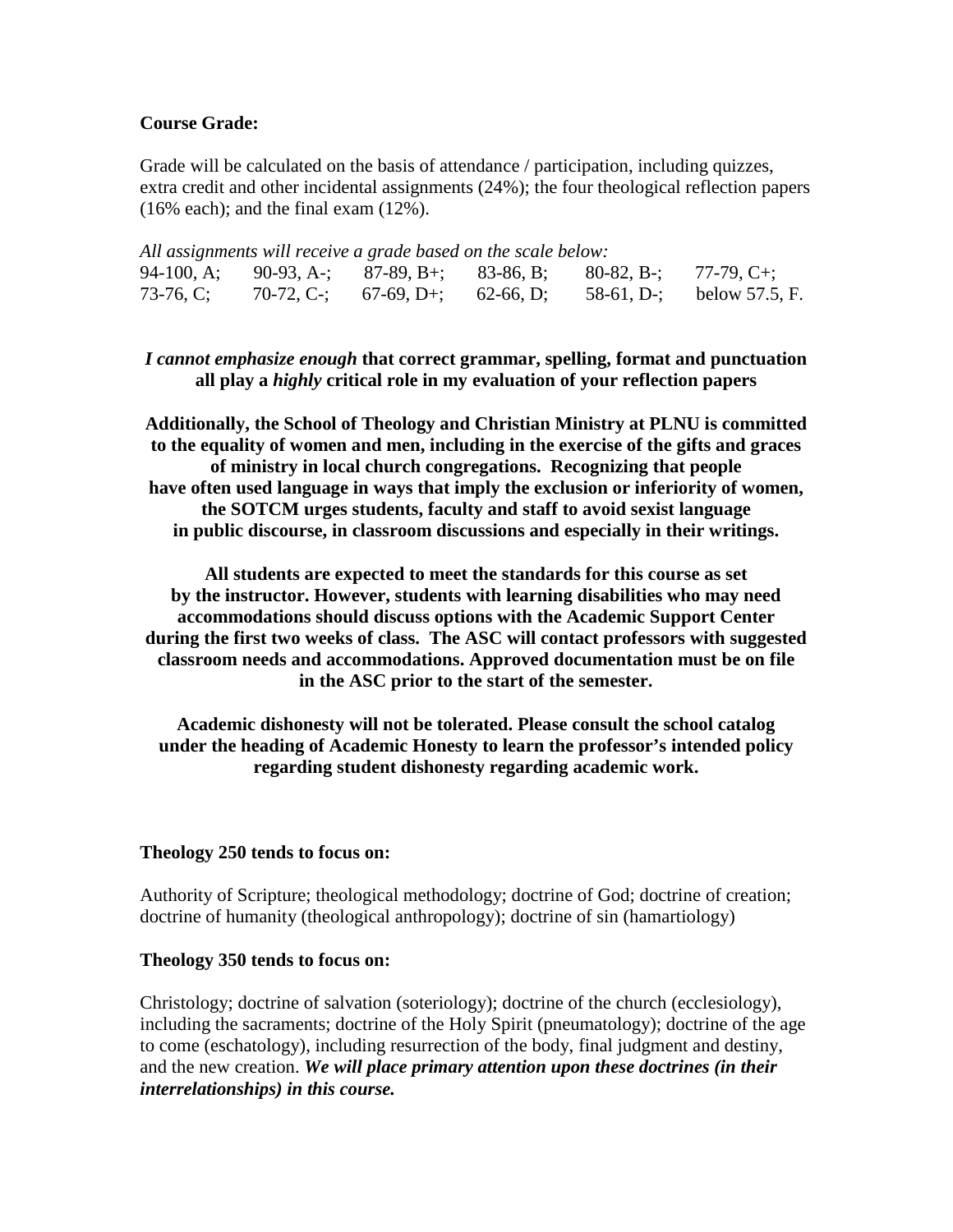**Course Grade:**

Grade will be calculated on the basis of attendance / participation, including quizzes, extra credit and other incidental assignments (24%); the four theological reflection papers (16% each); and the final exam (12%).

*All assignments will receive a grade based on the scale below:*

| | | | | | |
|---|---|---|---|---|---|
| 94-100, A; | 90-93, A-; | 87-89, B+; | 83-86, B; | 80-82, B-; | 77-79, C+; |
| 73-76, C; | 70-72, C-; | 67-69, D+; | 62-66, D; | 58-61, D-; | below 57.5, F. |

***I cannot emphasize enough* that correct grammar, spelling, format and punctuation all play a *highly* critical role in my evaluation of your reflection papers**

**Additionally, the School of Theology and Christian Ministry at PLNU is committed to the equality of women and men, including in the exercise of the gifts and graces of ministry in local church congregations. Recognizing that people have often used language in ways that imply the exclusion or inferiority of women, the SOTCM urges students, faculty and staff to avoid sexist language in public discourse, in classroom discussions and especially in their writings.**

**All students are expected to meet the standards for this course as set by the instructor. However, students with learning disabilities who may need accommodations should discuss options with the Academic Support Center during the first two weeks of class. The ASC will contact professors with suggested classroom needs and accommodations. Approved documentation must be on file in the ASC prior to the start of the semester.**

**Academic dishonesty will not be tolerated. Please consult the school catalog under the heading of Academic Honesty to learn the professor's intended policy regarding student dishonesty regarding academic work.**

**Theology 250 tends to focus on:**

Authority of Scripture; theological methodology; doctrine of God; doctrine of creation; doctrine of humanity (theological anthropology); doctrine of sin (hamartiology)

**Theology 350 tends to focus on:**

Christology; doctrine of salvation (soteriology); doctrine of the church (ecclesiology), including the sacraments; doctrine of the Holy Spirit (pneumatology); doctrine of the age to come (eschatology), including resurrection of the body, final judgment and destiny, and the new creation. ***We will place primary attention upon these doctrines (in their interrelationships) in this course.***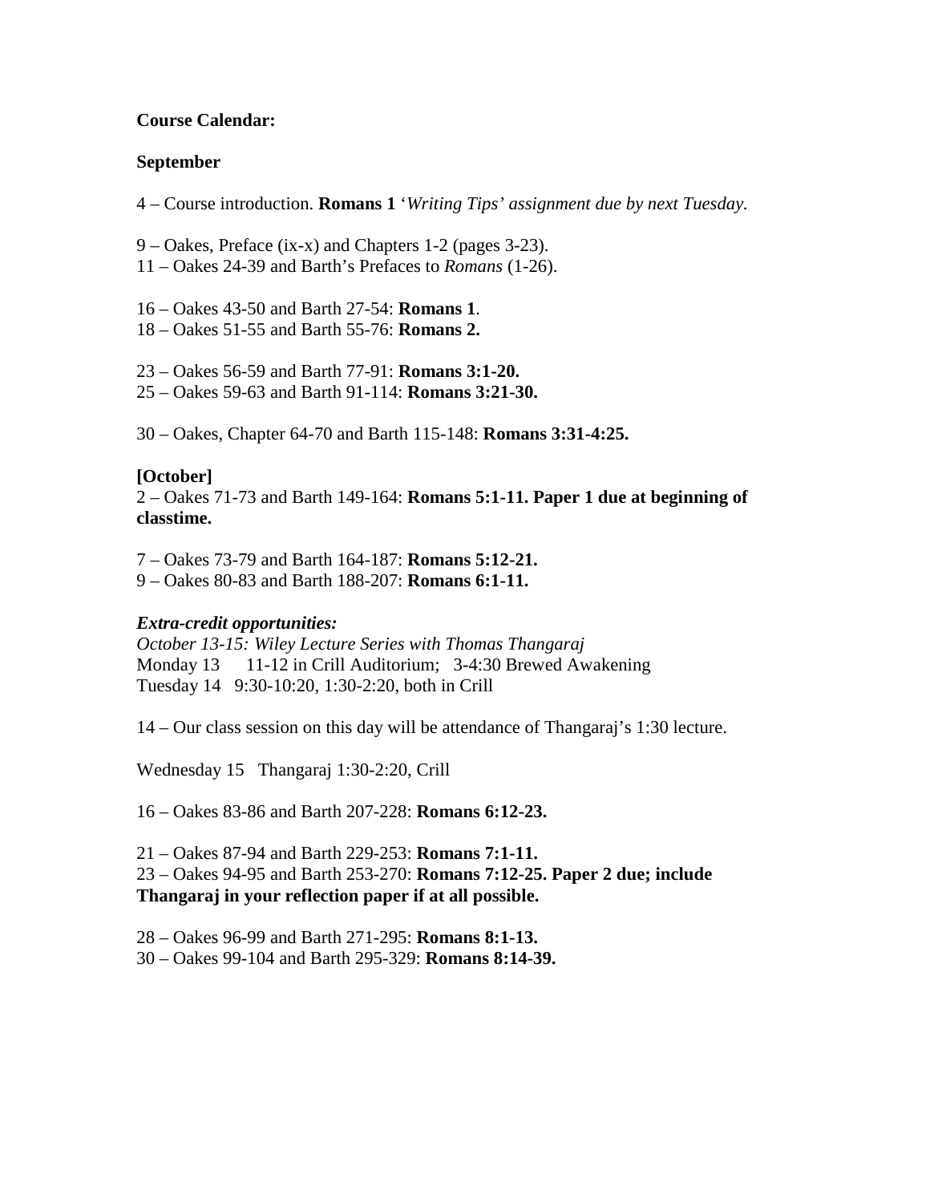**Course Calendar:**

**September**

4 – Course introduction. **Romans 1** '*Writing Tips' assignment due by next Tuesday.*

9 – Oakes, Preface (ix-x) and Chapters 1-2 (pages 3-23).
11 – Oakes 24-39 and Barth's Prefaces to *Romans* (1-26).

16 – Oakes 43-50 and Barth 27-54: **Romans 1**.
18 – Oakes 51-55 and Barth 55-76: **Romans 2.**

23 – Oakes 56-59 and Barth 77-91: **Romans 3:1-20.**
25 – Oakes 59-63 and Barth 91-114: **Romans 3:21-30.**

30 – Oakes, Chapter 64-70 and Barth 115-148: **Romans 3:31-4:25.**

**[October]**
2 – Oakes 71-73 and Barth 149-164: **Romans 5:1-11. Paper 1 due at beginning of classtime.**

7 – Oakes 73-79 and Barth 164-187: **Romans 5:12-21.**
9 – Oakes 80-83 and Barth 188-207: **Romans 6:1-11.**

***Extra-credit opportunities:***
*October 13-15: Wiley Lecture Series with Thomas Thangaraj*
Monday 13 11-12 in Crill Auditorium; 3-4:30 Brewed Awakening
Tuesday 14 9:30-10:20, 1:30-2:20, both in Crill

14 – Our class session on this day will be attendance of Thangaraj's 1:30 lecture.

Wednesday 15 Thangaraj 1:30-2:20, Crill

16 – Oakes 83-86 and Barth 207-228: **Romans 6:12-23.**

21 – Oakes 87-94 and Barth 229-253: **Romans 7:1-11.**
23 – Oakes 94-95 and Barth 253-270: **Romans 7:12-25. Paper 2 due; include Thangaraj in your reflection paper if at all possible.**

28 – Oakes 96-99 and Barth 271-295: **Romans 8:1-13.**
30 – Oakes 99-104 and Barth 295-329: **Romans 8:14-39.**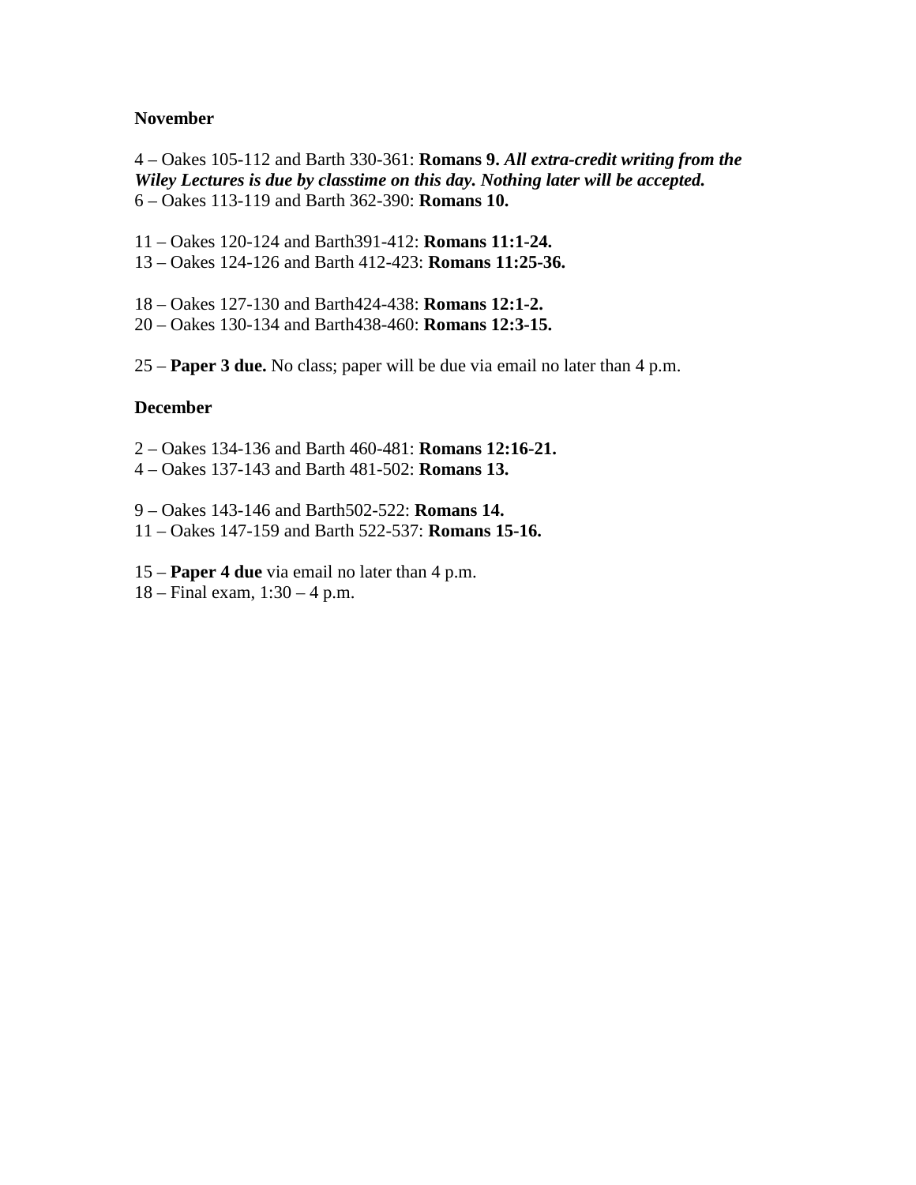**November**

4 – Oakes 105-112 and Barth 330-361: **Romans 9.** ***All extra-credit writing from the Wiley Lectures is due by classtime on this day. Nothing later will be accepted.***
6 – Oakes 113-119 and Barth 362-390: **Romans 10.**

11 – Oakes 120-124 and Barth391-412: **Romans 11:1-24.**
13 – Oakes 124-126 and Barth 412-423: **Romans 11:25-36.**

18 – Oakes 127-130 and Barth424-438: **Romans 12:1-2.**
20 – Oakes 130-134 and Barth438-460: **Romans 12:3-15.**

25 – **Paper 3 due.** No class; paper will be due via email no later than 4 p.m.

**December**

2 – Oakes 134-136 and Barth 460-481: **Romans 12:16-21.**
4 – Oakes 137-143 and Barth 481-502: **Romans 13.**

9 – Oakes 143-146 and Barth502-522: **Romans 14.**
11 – Oakes 147-159 and Barth 522-537: **Romans 15-16.**

15 – **Paper 4 due** via email no later than 4 p.m.
18 – Final exam, 1:30 – 4 p.m.